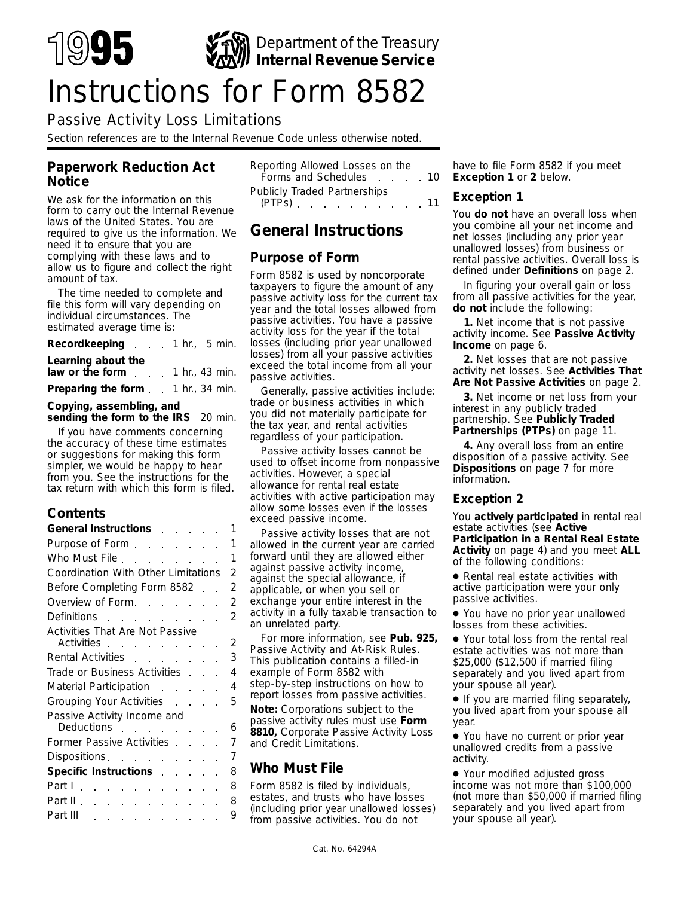# 1995 Department of the Treasury **Internal Revenue Service**

# Instructions for Form 8582

## Passive Activity Loss Limitations

Section references are to the Internal Revenue Code unless otherwise noted.

## Paperwork Reduction Act Notice

We ask for the information on this form to carry out the Internal Revenue laws of the United States. You are required to give us the information. We need it to ensure that you are complying with these laws and to allow us to figure and collect the right amount of tax.

The time needed to complete and file this form will vary depending on individual circumstances. The estimated average time is:

**Recordkeeping** . . . 1 hr., 5 min.

**Learning about the law or the form** . . . 1 hr., 43 min.

**Preparing the form** . . 1 hr., 34 min.

**Copying, assembling, and sending the form to the IRS** 20 min.

If you have comments concerning the accuracy of these time estimates or suggestions for making this form simpler, we would be happy to hear from you. See the instructions for the tax return with which this form is filed.

## Contents

| | |
|---|---|
| **General Instructions** | 1 |
| Purpose of Form | 1 |
| Who Must File | 1 |
| Coordination With Other Limitations | 2 |
| Before Completing Form 8582 | 2 |
| Overview of Form | 2 |
| Definitions | 2 |
| Activities That Are Not Passive Activities | 2 |
| Rental Activities | 3 |
| Trade or Business Activities | 4 |
| Material Participation | 4 |
| Grouping Your Activities | 5 |
| Passive Activity Income and Deductions | 6 |
| Former Passive Activities | 7 |
| Dispositions | 7 |
| **Specific Instructions** | 8 |
| Part I | 8 |
| Part II | 8 |
| Part III | 9 |
| Reporting Allowed Losses on the Forms and Schedules | 10 |
| Publicly Traded Partnerships (PTPs) | 11 |

## General Instructions

### Purpose of Form

Form 8582 is used by noncorporate taxpayers to figure the amount of any passive activity loss for the current tax year and the total losses allowed from passive activities. You have a passive activity loss for the year if the total losses (including prior year unallowed losses) from all your passive activities exceed the total income from all your passive activities.

Generally, passive activities include: trade or business activities in which you did not materially participate for the tax year, and rental activities regardless of your participation.

Passive activity losses cannot be used to offset income from nonpassive activities. However, a special allowance for rental real estate activities with active participation may allow some losses even if the losses exceed passive income.

Passive activity losses that are not allowed in the current year are carried forward until they are allowed either against passive activity income, against the special allowance, if applicable, or when you sell or exchange your entire interest in the activity in a fully taxable transaction to an unrelated party.

For more information, see **Pub. 925,** Passive Activity and At-Risk Rules. This publication contains a filled-in example of Form 8582 with step-by-step instructions on how to report losses from passive activities.

**Note:** Corporations subject to the passive activity rules must use **Form 8810,** Corporate Passive Activity Loss and Credit Limitations.

### Who Must File

Form 8582 is filed by individuals, estates, and trusts who have losses (including prior year unallowed losses) from passive activities. You do not have to file Form 8582 if you meet **Exception 1** or **2** below.

### Exception 1

You **do not** have an overall loss when you combine all your net income and net losses (including any prior year unallowed losses) from business or rental passive activities. Overall loss is defined under **Definitions** on page 2.

In figuring your overall gain or loss from all passive activities for the year, **do not** include the following:

**1.** Net income that is not passive activity income. See **Passive Activity Income** on page 6.

**2.** Net losses that are not passive activity net losses. See **Activities That Are Not Passive Activities** on page 2.

**3.** Net income or net loss from your interest in any publicly traded partnership. See **Publicly Traded Partnerships (PTPs)** on page 11.

**4.** Any overall loss from an entire disposition of a passive activity. See **Dispositions** on page 7 for more information.

### Exception 2

You **actively participated** in rental real estate activities (see **Active Participation in a Rental Real Estate Activity** on page 4) and you meet **ALL** of the following conditions:

- Rental real estate activities with active participation were your only passive activities.
- You have no prior year unallowed losses from these activities.
- Your total loss from the rental real estate activities was not more than $25,000 ($12,500 if married filing separately and you lived apart from your spouse all year).
- If you are married filing separately, you lived apart from your spouse all year.
- You have no current or prior year unallowed credits from a passive activity.
- Your modified adjusted gross income was not more than $100,000 (not more than $50,000 if married filing separately and you lived apart from your spouse all year).

Cat. No. 64294A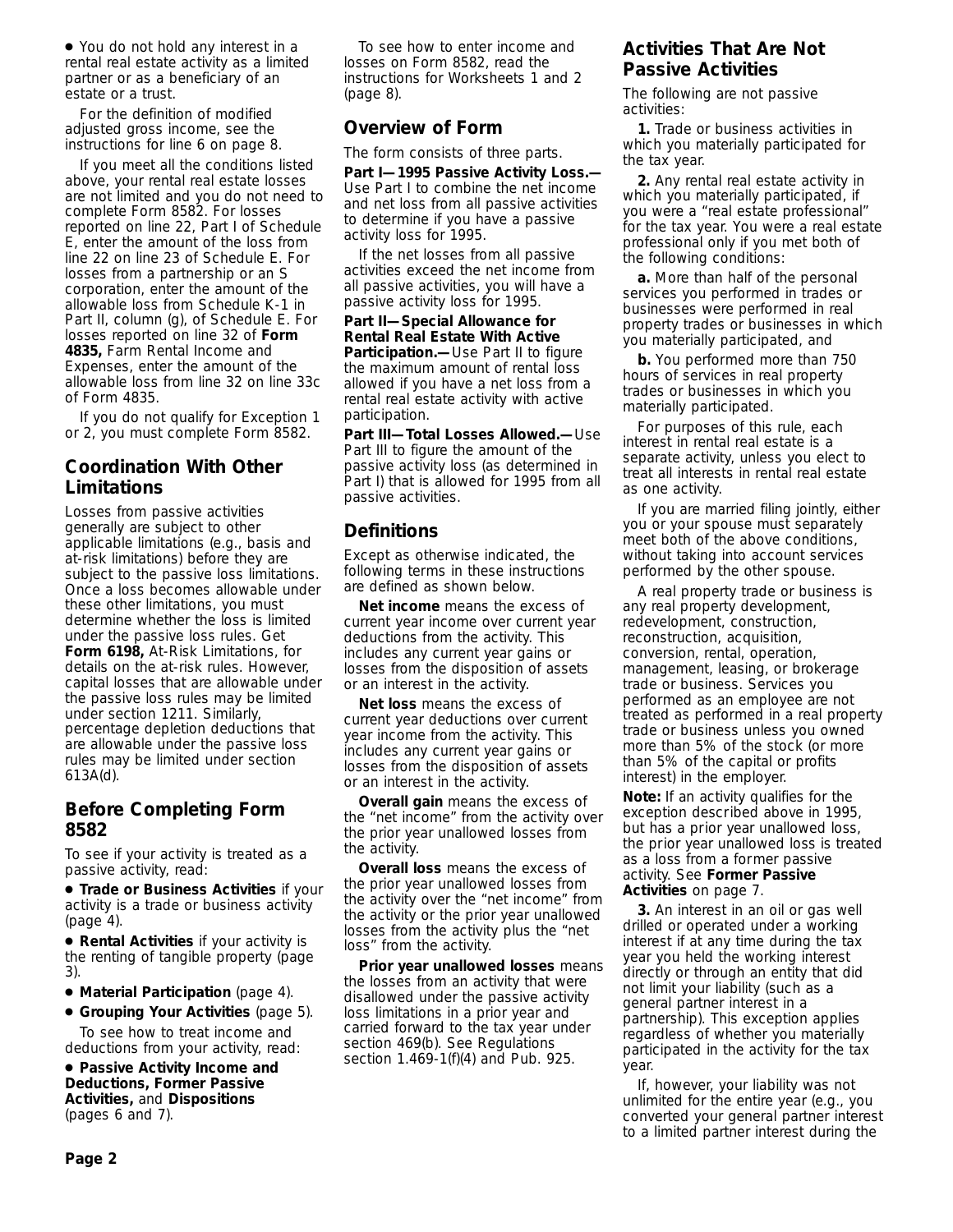- You do not hold any interest in a rental real estate activity as a limited partner or as a beneficiary of an estate or a trust.

For the definition of modified adjusted gross income, see the instructions for line 6 on page 8.

If you meet all the conditions listed above, your rental real estate losses are not limited and you do not need to complete Form 8582. For losses reported on line 22, Part I of Schedule E, enter the amount of the loss from line 22 on line 23 of Schedule E. For losses from a partnership or an S corporation, enter the amount of the allowable loss from Schedule K-1 in Part II, column (g), of Schedule E. For losses reported on line 32 of **Form 4835,** Farm Rental Income and Expenses, enter the amount of the allowable loss from line 32 on line 33c of Form 4835.

If you do not qualify for Exception 1 or 2, you must complete Form 8582.

## Coordination With Other Limitations

Losses from passive activities generally are subject to other applicable limitations (e.g., basis and at-risk limitations) before they are subject to the passive loss limitations. Once a loss becomes allowable under these other limitations, you must determine whether the loss is limited under the passive loss rules. Get **Form 6198,** At-Risk Limitations, for details on the at-risk rules. However, capital losses that are allowable under the passive loss rules may be limited under section 1211. Similarly, percentage depletion deductions that are allowable under the passive loss rules may be limited under section 613A(d).

## Before Completing Form 8582

To see if your activity is treated as a passive activity, read:

- **Trade or Business Activities** if your activity is a trade or business activity (page 4).
- **Rental Activities** if your activity is the renting of tangible property (page 3).
- **Material Participation** (page 4).
- **Grouping Your Activities** (page 5).

To see how to treat income and deductions from your activity, read:

- **Passive Activity Income and Deductions, Former Passive Activities,** and **Dispositions** (pages 6 and 7).

To see how to enter income and losses on Form 8582, read the instructions for Worksheets 1 and 2 (page 8).

## Overview of Form

The form consists of three parts.

**Part I—1995 Passive Activity Loss.—** Use Part I to combine the net income and net loss from all passive activities to determine if you have a passive activity loss for 1995.

If the net losses from all passive activities exceed the net income from all passive activities, you will have a passive activity loss for 1995.

**Part II—Special Allowance for Rental Real Estate With Active Participation.—** Use Part II to figure the maximum amount of rental loss allowed if you have a net loss from a rental real estate activity with active participation.

**Part III—Total Losses Allowed.—** Use Part III to figure the amount of the passive activity loss (as determined in Part I) that is allowed for 1995 from all passive activities.

## Definitions

Except as otherwise indicated, the following terms in these instructions are defined as shown below.

**Net income** means the excess of current year income over current year deductions from the activity. This includes any current year gains or losses from the disposition of assets or an interest in the activity.

**Net loss** means the excess of current year deductions over current year income from the activity. This includes any current year gains or losses from the disposition of assets or an interest in the activity.

**Overall gain** means the excess of the "net income" from the activity over the prior year unallowed losses from the activity.

**Overall loss** means the excess of the prior year unallowed losses from the activity over the "net income" from the activity or the prior year unallowed losses from the activity plus the "net loss" from the activity.

**Prior year unallowed losses** means the losses from an activity that were disallowed under the passive activity loss limitations in a prior year and carried forward to the tax year under section 469(b). See Regulations section 1.469-1(f)(4) and Pub. 925.

## Activities That Are Not Passive Activities

The following are not passive activities:

**1.** Trade or business activities in which you materially participated for the tax year.

**2.** Any rental real estate activity in which you materially participated, if you were a "real estate professional" for the tax year. You were a real estate professional only if you met both of the following conditions:

**a.** More than half of the personal services you performed in trades or businesses were performed in real property trades or businesses in which you materially participated, and

**b.** You performed more than 750 hours of services in real property trades or businesses in which you materially participated.

For purposes of this rule, each interest in rental real estate is a separate activity, unless you elect to treat all interests in rental real estate as one activity.

If you are married filing jointly, either you or your spouse must separately meet both of the above conditions, without taking into account services performed by the other spouse.

A real property trade or business is any real property development, redevelopment, construction, reconstruction, acquisition, conversion, rental, operation, management, leasing, or brokerage trade or business. Services you performed as an employee are not treated as performed in a real property trade or business unless you owned more than 5% of the stock (or more than 5% of the capital or profits interest) in the employer.

**Note:** If an activity qualifies for the exception described above in 1995, but has a prior year unallowed loss, the prior year unallowed loss is treated as a loss from a former passive activity. See **Former Passive Activities** on page 7.

**3.** An interest in an oil or gas well drilled or operated under a working interest if at any time during the tax year you held the working interest directly or through an entity that did not limit your liability (such as a general partner interest in a partnership). This exception applies regardless of whether you materially participated in the activity for the tax year.

If, however, your liability was not unlimited for the entire year (e.g., you converted your general partner interest to a limited partner interest during the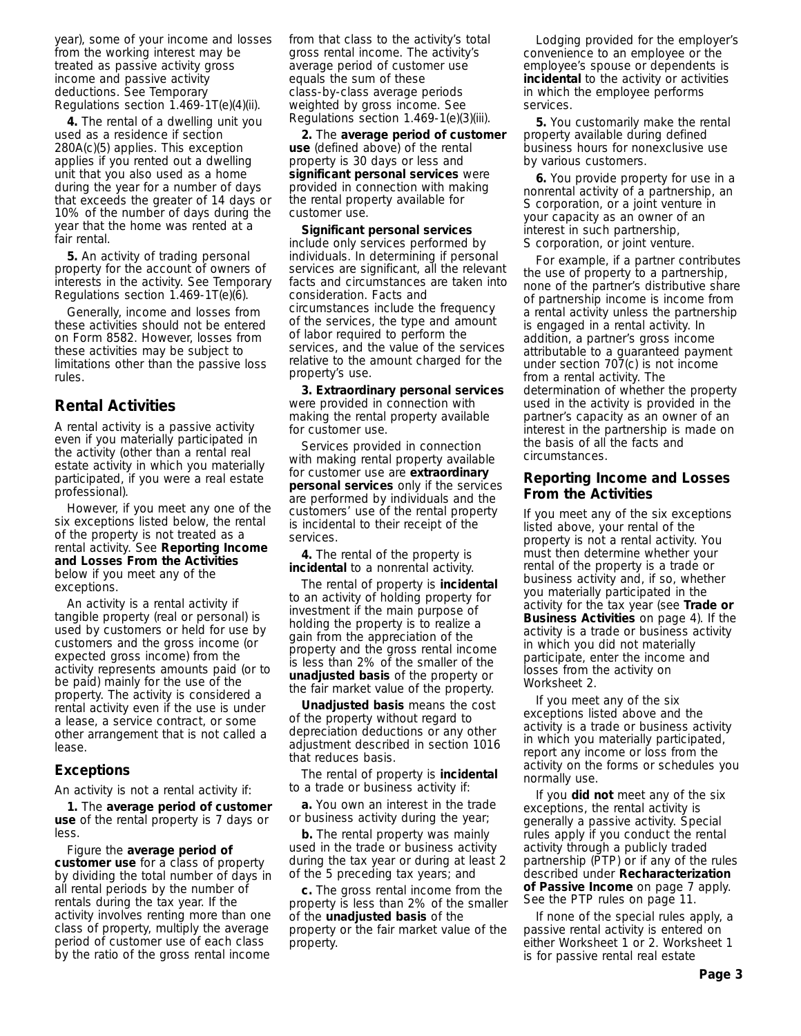year), some of your income and losses from the working interest may be treated as passive activity gross income and passive activity deductions. See Temporary Regulations section 1.469-1T(e)(4)(ii).

**4.** The rental of a dwelling unit you used as a residence if section 280A(c)(5) applies. This exception applies if you rented out a dwelling unit that you also used as a home during the year for a number of days that exceeds the greater of 14 days or 10% of the number of days during the year that the home was rented at a fair rental.

**5.** An activity of trading personal property for the account of owners of interests in the activity. See Temporary Regulations section 1.469-1T(e)(6).

Generally, income and losses from these activities should not be entered on Form 8582. However, losses from these activities may be subject to limitations other than the passive loss rules.

## Rental Activities

A rental activity is a passive activity even if you materially participated in the activity (other than a rental real estate activity in which you materially participated, if you were a real estate professional).

However, if you meet any one of the six exceptions listed below, the rental of the property is not treated as a rental activity. See **Reporting Income and Losses From the Activities** below if you meet any of the exceptions.

An activity is a rental activity if tangible property (real or personal) is used by customers or held for use by customers and the gross income (or expected gross income) from the activity represents amounts paid (or to be paid) mainly for the use of the property. The activity is considered a rental activity even if the use is under a lease, a service contract, or some other arrangement that is not called a lease.

### Exceptions

An activity is not a rental activity if:

**1.** The **average period of customer use** of the rental property is 7 days or less.

Figure the **average period of customer use** for a class of property by dividing the total number of days in all rental periods by the number of rentals during the tax year. If the activity involves renting more than one class of property, multiply the average period of customer use of each class by the ratio of the gross rental income from that class to the activity's total gross rental income. The activity's average period of customer use equals the sum of these class-by-class average periods weighted by gross income. See Regulations section 1.469-1(e)(3)(iii).

**2.** The **average period of customer use** (defined above) of the rental property is 30 days or less and **significant personal services** were provided in connection with making the rental property available for customer use.

**Significant personal services** include only services performed by individuals. In determining if personal services are significant, all the relevant facts and circumstances are taken into consideration. Facts and circumstances include the frequency of the services, the type and amount of labor required to perform the services, and the value of the services relative to the amount charged for the property's use.

**3. Extraordinary personal services** were provided in connection with making the rental property available for customer use.

Services provided in connection with making rental property available for customer use are **extraordinary personal services** only if the services are performed by individuals and the customers' use of the rental property is incidental to their receipt of the services.

**4.** The rental of the property is **incidental** to a nonrental activity.

The rental of property is **incidental** to an activity of holding property for investment if the main purpose of holding the property is to realize a gain from the appreciation of the property and the gross rental income is less than 2% of the smaller of the **unadjusted basis** of the property or the fair market value of the property.

**Unadjusted basis** means the cost of the property without regard to depreciation deductions or any other adjustment described in section 1016 that reduces basis.

The rental of property is **incidental** to a trade or business activity if:

**a.** You own an interest in the trade or business activity during the year;

**b.** The rental property was mainly used in the trade or business activity during the tax year or during at least 2 of the 5 preceding tax years; and

**c.** The gross rental income from the property is less than 2% of the smaller of the **unadjusted basis** of the property or the fair market value of the property.

Lodging provided for the employer's convenience to an employee or the employee's spouse or dependents is **incidental** to the activity or activities in which the employee performs services.

**5.** You customarily make the rental property available during defined business hours for nonexclusive use by various customers.

**6.** You provide property for use in a nonrental activity of a partnership, an S corporation, or a joint venture in your capacity as an owner of an interest in such partnership, S corporation, or joint venture.

For example, if a partner contributes the use of property to a partnership, none of the partner's distributive share of partnership income is income from a rental activity unless the partnership is engaged in a rental activity. In addition, a partner's gross income attributable to a guaranteed payment under section 707(c) is not income from a rental activity. The determination of whether the property used in the activity is provided in the partner's capacity as an owner of an interest in the partnership is made on the basis of all the facts and circumstances.

### Reporting Income and Losses From the Activities

If you meet any of the six exceptions listed above, your rental of the property is not a rental activity. You must then determine whether your rental of the property is a trade or business activity and, if so, whether you materially participated in the activity for the tax year (see **Trade or Business Activities** on page 4). If the activity is a trade or business activity in which you did not materially participate, enter the income and losses from the activity on Worksheet 2.

If you meet any of the six exceptions listed above and the activity is a trade or business activity in which you materially participated, report any income or loss from the activity on the forms or schedules you normally use.

If you **did not** meet any of the six exceptions, the rental activity is generally a passive activity. Special rules apply if you conduct the rental activity through a publicly traded partnership (PTP) or if any of the rules described under **Recharacterization of Passive Income** on page 7 apply. See the PTP rules on page 11.

If none of the special rules apply, a passive rental activity is entered on either Worksheet 1 or 2. Worksheet 1 is for passive rental real estate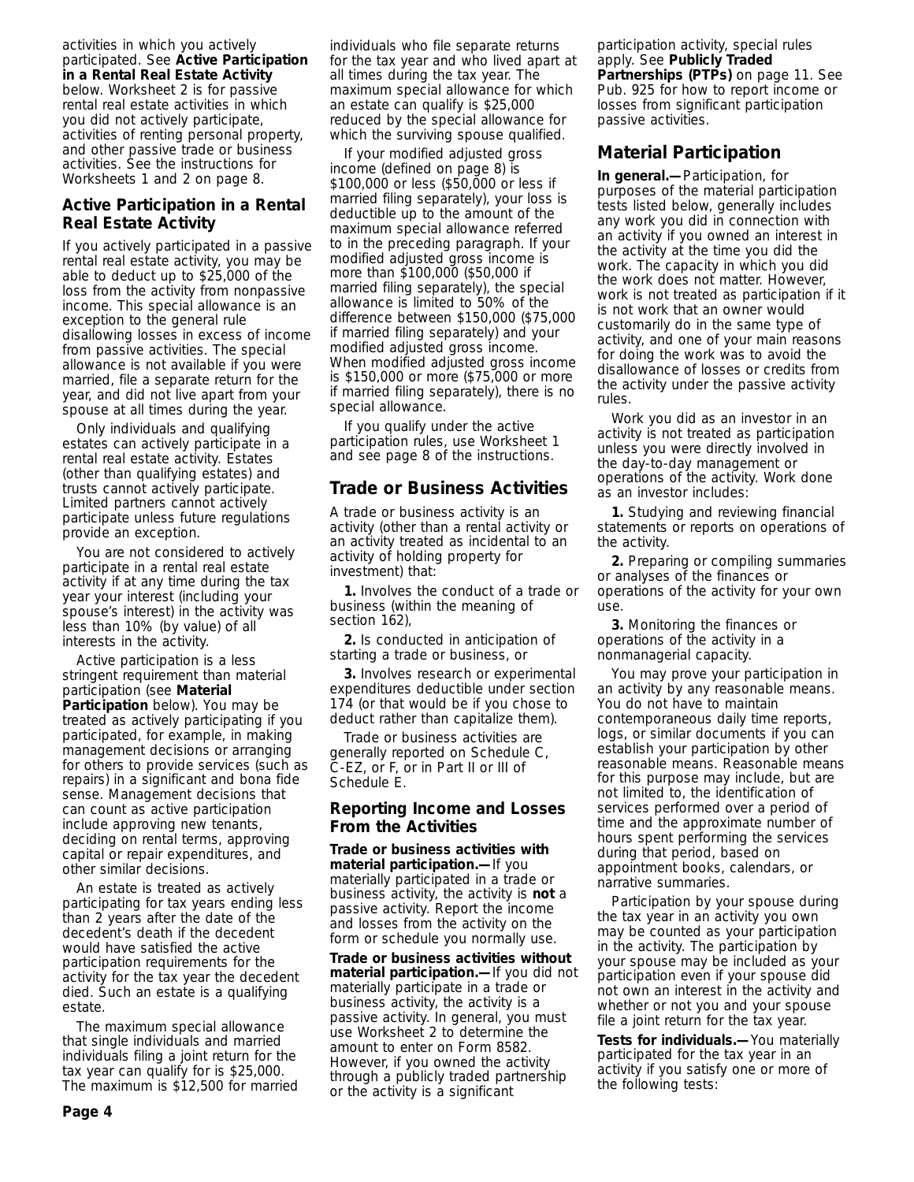activities in which you actively participated. See **Active Participation in a Rental Real Estate Activity** below. Worksheet 2 is for passive rental real estate activities in which you did not actively participate, activities of renting personal property, and other passive trade or business activities. See the instructions for Worksheets 1 and 2 on page 8.

### Active Participation in a Rental Real Estate Activity

If you actively participated in a passive rental real estate activity, you may be able to deduct up to $25,000 of the loss from the activity from nonpassive income. This special allowance is an exception to the general rule disallowing losses in excess of income from passive activities. The special allowance is not available if you were married, file a separate return for the year, and did not live apart from your spouse at all times during the year.

Only individuals and qualifying estates can actively participate in a rental real estate activity. Estates (other than qualifying estates) and trusts cannot actively participate. Limited partners cannot actively participate unless future regulations provide an exception.

You are not considered to actively participate in a rental real estate activity if at any time during the tax year your interest (including your spouse's interest) in the activity was less than 10% (by value) of all interests in the activity.

Active participation is a less stringent requirement than material participation (see **Material Participation** below). You may be treated as actively participating if you participated, for example, in making management decisions or arranging for others to provide services (such as repairs) in a significant and bona fide sense. Management decisions that can count as active participation include approving new tenants, deciding on rental terms, approving capital or repair expenditures, and other similar decisions.

An estate is treated as actively participating for tax years ending less than 2 years after the date of the decedent's death if the decedent would have satisfied the active participation requirements for the activity for the tax year the decedent died. Such an estate is a qualifying estate.

The maximum special allowance that single individuals and married individuals filing a joint return for the tax year can qualify for is $25,000. The maximum is $12,500 for married individuals who file separate returns for the tax year and who lived apart at all times during the tax year. The maximum special allowance for which an estate can qualify is $25,000 reduced by the special allowance for which the surviving spouse qualified.

If your modified adjusted gross income (defined on page 8) is $100,000 or less ($50,000 or less if married filing separately), your loss is deductible up to the amount of the maximum special allowance referred to in the preceding paragraph. If your modified adjusted gross income is more than $100,000 ($50,000 if married filing separately), the special allowance is limited to 50% of the difference between $150,000 ($75,000 if married filing separately) and your modified adjusted gross income. When modified adjusted gross income is $150,000 or more ($75,000 or more if married filing separately), there is no special allowance.

If you qualify under the active participation rules, use Worksheet 1 and see page 8 of the instructions.

## Trade or Business Activities

A trade or business activity is an activity (other than a rental activity or an activity treated as incidental to an activity of holding property for investment) that:

**1.** Involves the conduct of a trade or business (within the meaning of section 162),

**2.** Is conducted in anticipation of starting a trade or business, or

**3.** Involves research or experimental expenditures deductible under section 174 (or that would be if you chose to deduct rather than capitalize them).

Trade or business activities are generally reported on Schedule C, C-EZ, or F, or in Part II or III of Schedule E.

### Reporting Income and Losses From the Activities

**Trade or business activities with material participation.—** If you materially participated in a trade or business activity, the activity is **not** a passive activity. Report the income and losses from the activity on the form or schedule you normally use.

**Trade or business activities without material participation.—** If you did not materially participate in a trade or business activity, the activity is a passive activity. In general, you must use Worksheet 2 to determine the amount to enter on Form 8582. However, if you owned the activity through a publicly traded partnership or the activity is a significant participation activity, special rules apply. See **Publicly Traded Partnerships (PTPs)** on page 11. See Pub. 925 for how to report income or losses from significant participation passive activities.

## Material Participation

**In general.—** Participation, for purposes of the material participation tests listed below, generally includes any work you did in connection with an activity if you owned an interest in the activity at the time you did the work. The capacity in which you did the work does not matter. However, work is not treated as participation if it is not work that an owner would customarily do in the same type of activity, and one of your main reasons for doing the work was to avoid the disallowance of losses or credits from the activity under the passive activity rules.

Work you did as an investor in an activity is not treated as participation unless you were directly involved in the day-to-day management or operations of the activity. Work done as an investor includes:

**1.** Studying and reviewing financial statements or reports on operations of the activity.

**2.** Preparing or compiling summaries or analyses of the finances or operations of the activity for your own use.

**3.** Monitoring the finances or operations of the activity in a nonmanagerial capacity.

You may prove your participation in an activity by any reasonable means. You do not have to maintain contemporaneous daily time reports, logs, or similar documents if you can establish your participation by other reasonable means. Reasonable means for this purpose may include, but are not limited to, the identification of services performed over a period of time and the approximate number of hours spent performing the services during that period, based on appointment books, calendars, or narrative summaries.

Participation by your spouse during the tax year in an activity you own may be counted as your participation in the activity. The participation by your spouse may be included as your participation even if your spouse did not own an interest in the activity and whether or not you and your spouse file a joint return for the tax year.

**Tests for individuals.—** You materially participated for the tax year in an activity if you satisfy one or more of the following tests: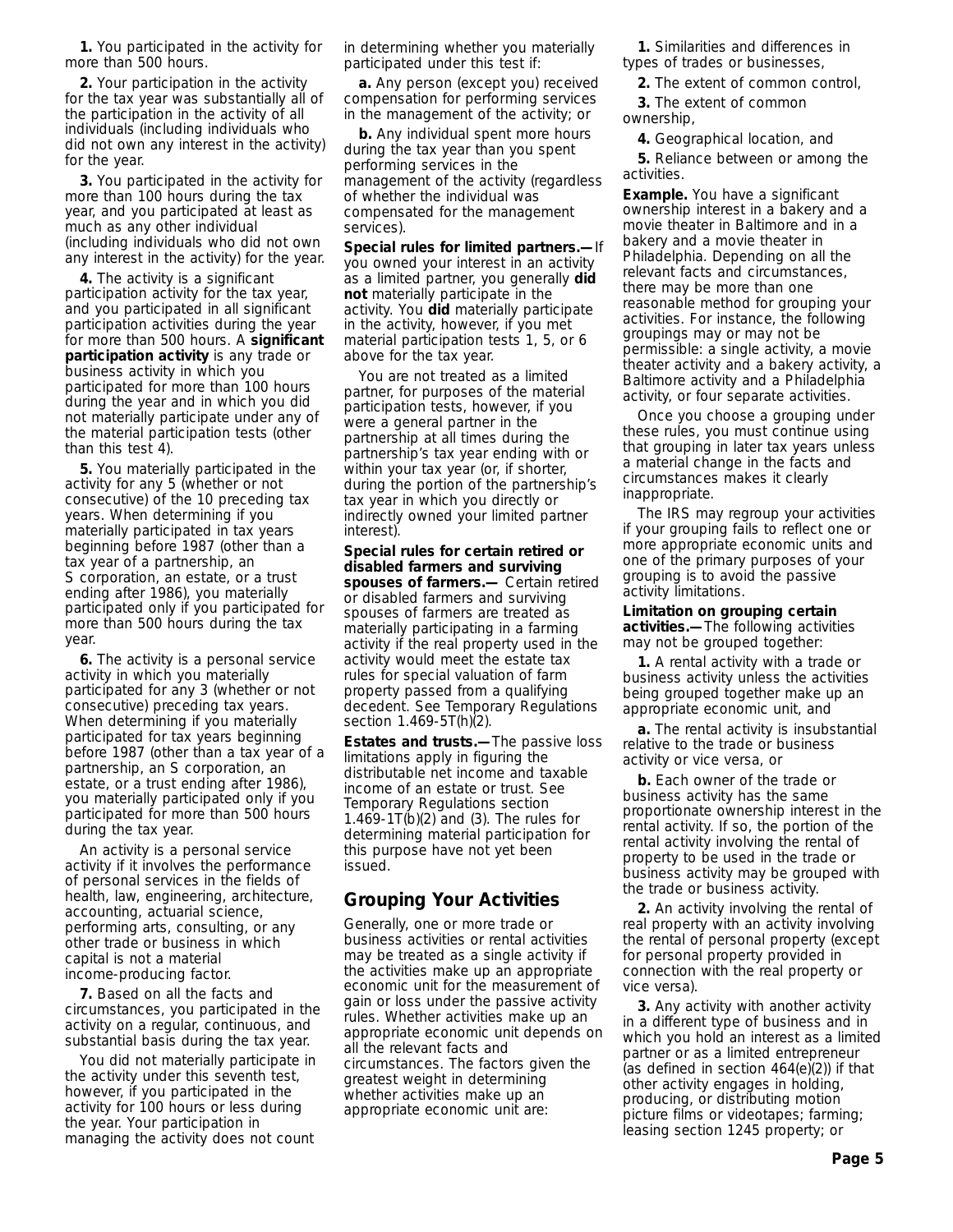**1.** You participated in the activity for more than 500 hours.

**2.** Your participation in the activity for the tax year was substantially all of the participation in the activity of all individuals (including individuals who did not own any interest in the activity) for the year.

**3.** You participated in the activity for more than 100 hours during the tax year, and you participated at least as much as any other individual (including individuals who did not own any interest in the activity) for the year.

**4.** The activity is a significant participation activity for the tax year, and you participated in all significant participation activities during the year for more than 500 hours. A **significant participation activity** is any trade or business activity in which you participated for more than 100 hours during the year and in which you did not materially participate under any of the material participation tests (other than this test 4).

**5.** You materially participated in the activity for any 5 (whether or not consecutive) of the 10 preceding tax years. When determining if you materially participated in tax years beginning before 1987 (other than a tax year of a partnership, an S corporation, an estate, or a trust ending after 1986), you materially participated only if you participated for more than 500 hours during the tax year.

**6.** The activity is a personal service activity in which you materially participated for any 3 (whether or not consecutive) preceding tax years. When determining if you materially participated for tax years beginning before 1987 (other than a tax year of a partnership, an S corporation, an estate, or a trust ending after 1986), you materially participated only if you participated for more than 500 hours during the tax year.

An activity is a personal service activity if it involves the performance of personal services in the fields of health, law, engineering, architecture, accounting, actuarial science, performing arts, consulting, or any other trade or business in which capital is not a material income-producing factor.

**7.** Based on all the facts and circumstances, you participated in the activity on a regular, continuous, and substantial basis during the tax year.

You did not materially participate in the activity under this seventh test, however, if you participated in the activity for 100 hours or less during the year. Your participation in managing the activity does not count in determining whether you materially participated under this test if:

**a.** Any person (except you) received compensation for performing services in the management of the activity; or

**b.** Any individual spent more hours during the tax year than you spent performing services in the management of the activity (regardless of whether the individual was compensated for the management services).

**Special rules for limited partners.—** If you owned your interest in an activity as a limited partner, you generally **did not** materially participate in the activity. You **did** materially participate in the activity, however, if you met material participation tests 1, 5, or 6 above for the tax year.

You are not treated as a limited partner, for purposes of the material participation tests, however, if you were a general partner in the partnership at all times during the partnership's tax year ending with or within your tax year (or, if shorter, during the portion of the partnership's tax year in which you directly or indirectly owned your limited partner interest).

**Special rules for certain retired or disabled farmers and surviving spouses of farmers.—** Certain retired or disabled farmers and surviving spouses of farmers are treated as materially participating in a farming activity if the real property used in the activity would meet the estate tax rules for special valuation of farm property passed from a qualifying decedent. See Temporary Regulations section 1.469-5T(h)(2).

**Estates and trusts.—** The passive loss limitations apply in figuring the distributable net income and taxable income of an estate or trust. See Temporary Regulations section 1.469-1T(b)(2) and (3). The rules for determining material participation for this purpose have not yet been issued.

## Grouping Your Activities

Generally, one or more trade or business activities or rental activities may be treated as a single activity if the activities make up an appropriate economic unit for the measurement of gain or loss under the passive activity rules. Whether activities make up an appropriate economic unit depends on all the relevant facts and circumstances. The factors given the greatest weight in determining whether activities make up an appropriate economic unit are:

**1.** Similarities and differences in types of trades or businesses,

**2.** The extent of common control,

**3.** The extent of common ownership,

**4.** Geographical location, and

**5.** Reliance between or among the activities.

**Example.** You have a significant ownership interest in a bakery and a movie theater in Baltimore and in a bakery and a movie theater in Philadelphia. Depending on all the relevant facts and circumstances, there may be more than one reasonable method for grouping your activities. For instance, the following groupings may or may not be permissible: a single activity, a movie theater activity and a bakery activity, a Baltimore activity and a Philadelphia activity, or four separate activities.

Once you choose a grouping under these rules, you must continue using that grouping in later tax years unless a material change in the facts and circumstances makes it clearly inappropriate.

The IRS may regroup your activities if your grouping fails to reflect one or more appropriate economic units and one of the primary purposes of your grouping is to avoid the passive activity limitations.

**Limitation on grouping certain activities.—** The following activities may not be grouped together:

**1.** A rental activity with a trade or business activity unless the activities being grouped together make up an appropriate economic unit, and

**a.** The rental activity is insubstantial relative to the trade or business activity or vice versa, or

**b.** Each owner of the trade or business activity has the same proportionate ownership interest in the rental activity. If so, the portion of the rental activity involving the rental of property to be used in the trade or business activity may be grouped with the trade or business activity.

**2.** An activity involving the rental of real property with an activity involving the rental of personal property (except for personal property provided in connection with the real property or vice versa).

**3.** Any activity with another activity in a different type of business and in which you hold an interest as a limited partner or as a limited entrepreneur (as defined in section 464(e)(2)) if that other activity engages in holding, producing, or distributing motion picture films or videotapes; farming; leasing section 1245 property; or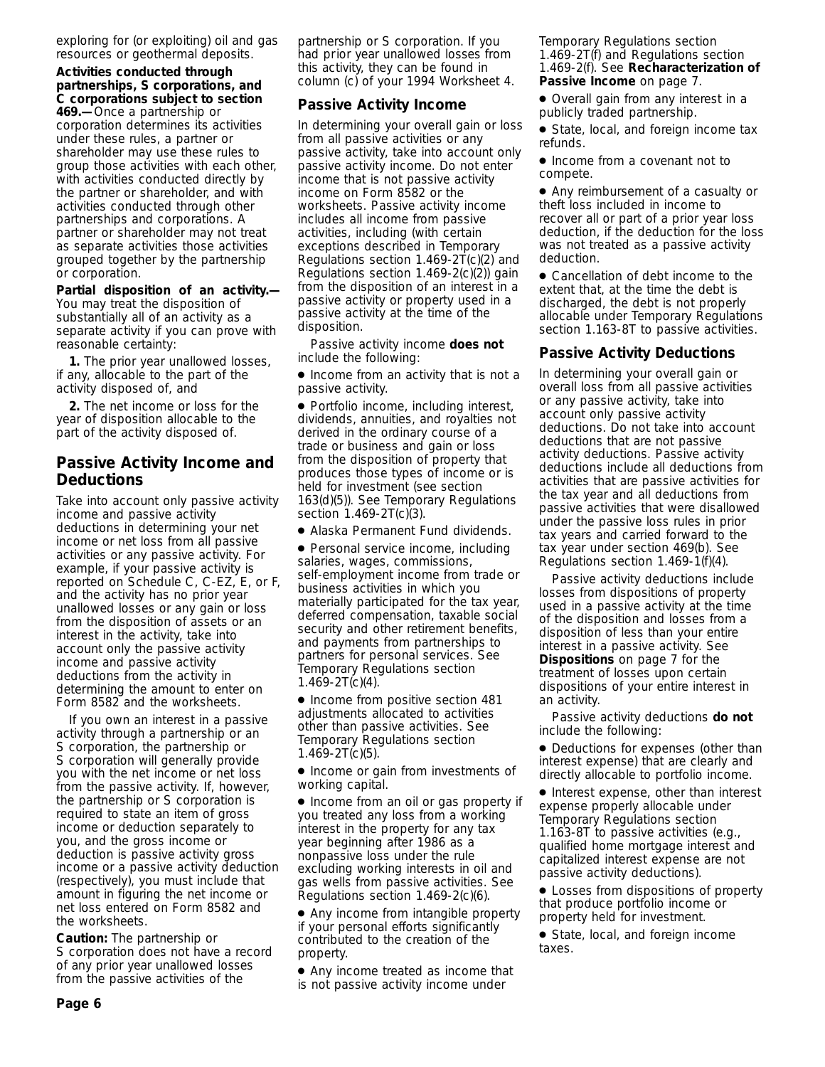exploring for (or exploiting) oil and gas resources or geothermal deposits.

**Activities conducted through partnerships, S corporations, and C corporations subject to section 469.—** Once a partnership or corporation determines its activities under these rules, a partner or shareholder may use these rules to group those activities with each other, with activities conducted directly by the partner or shareholder, and with activities conducted through other partnerships and corporations. A partner or shareholder may not treat as separate activities those activities grouped together by the partnership or corporation.

**Partial disposition of an activity.—** You may treat the disposition of substantially all of an activity as a separate activity if you can prove with reasonable certainty:

**1.** The prior year unallowed losses, if any, allocable to the part of the activity disposed of, and

**2.** The net income or loss for the year of disposition allocable to the part of the activity disposed of.

## Passive Activity Income and Deductions

Take into account only passive activity income and passive activity deductions in determining your net income or net loss from all passive activities or any passive activity. For example, if your passive activity is reported on Schedule C, C-EZ, E, or F, and the activity has no prior year unallowed losses or any gain or loss from the disposition of assets or an interest in the activity, take into account only the passive activity income and passive activity deductions from the activity in determining the amount to enter on Form 8582 and the worksheets.

If you own an interest in a passive activity through a partnership or an S corporation, the partnership or S corporation will generally provide you with the net income or net loss from the passive activity. If, however, the partnership or S corporation is required to state an item of gross income or deduction separately to you, and the gross income or deduction is passive activity gross income or a passive activity deduction (respectively), you must include that amount in figuring the net income or net loss entered on Form 8582 and the worksheets.

**Caution:** The partnership or S corporation does not have a record of any prior year unallowed losses from the passive activities of the partnership or S corporation. If you had prior year unallowed losses from this activity, they can be found in column (c) of your 1994 Worksheet 4.

### Passive Activity Income

In determining your overall gain or loss from all passive activities or any passive activity, take into account only passive activity income. Do not enter income that is not passive activity income on Form 8582 or the worksheets. Passive activity income includes all income from passive activities, including (with certain exceptions described in Temporary Regulations section 1.469-2T(c)(2) and Regulations section 1.469-2(c)(2)) gain from the disposition of an interest in a passive activity or property used in a passive activity at the time of the disposition.

Passive activity income **does not** include the following:

- Income from an activity that is not a passive activity.
- Portfolio income, including interest, dividends, annuities, and royalties not derived in the ordinary course of a trade or business and gain or loss from the disposition of property that produces those types of income or is held for investment (see section 163(d)(5)). See Temporary Regulations section 1.469-2T(c)(3).
- Alaska Permanent Fund dividends.
- Personal service income, including salaries, wages, commissions, self-employment income from trade or business activities in which you materially participated for the tax year, deferred compensation, taxable social security and other retirement benefits, and payments from partnerships to partners for personal services. See Temporary Regulations section 1.469-2T(c)(4).
- Income from positive section 481 adjustments allocated to activities other than passive activities. See Temporary Regulations section 1.469-2T(c)(5).
- Income or gain from investments of working capital.
- Income from an oil or gas property if you treated any loss from a working interest in the property for any tax year beginning after 1986 as a nonpassive loss under the rule excluding working interests in oil and gas wells from passive activities. See Regulations section 1.469-2(c)(6).
- Any income from intangible property if your personal efforts significantly contributed to the creation of the property.
- Any income treated as income that is not passive activity income under Temporary Regulations section 1.469-2T(f) and Regulations section 1.469-2(f). See **Recharacterization of Passive Income** on page 7.
- Overall gain from any interest in a publicly traded partnership.
- State, local, and foreign income tax refunds.
- Income from a covenant not to compete.
- Any reimbursement of a casualty or theft loss included in income to recover all or part of a prior year loss deduction, if the deduction for the loss was not treated as a passive activity deduction.
- Cancellation of debt income to the extent that, at the time the debt is discharged, the debt is not properly allocable under Temporary Regulations section 1.163-8T to passive activities.

### Passive Activity Deductions

In determining your overall gain or overall loss from all passive activities or any passive activity, take into account only passive activity deductions. Do not take into account deductions that are not passive activity deductions. Passive activity deductions include all deductions from activities that are passive activities for the tax year and all deductions from passive activities that were disallowed under the passive loss rules in prior tax years and carried forward to the tax year under section 469(b). See Regulations section 1.469-1(f)(4).

Passive activity deductions include losses from dispositions of property used in a passive activity at the time of the disposition and losses from a disposition of less than your entire interest in a passive activity. See **Dispositions** on page 7 for the treatment of losses upon certain dispositions of your entire interest in an activity.

Passive activity deductions **do not** include the following:

- Deductions for expenses (other than interest expense) that are clearly and directly allocable to portfolio income.
- Interest expense, other than interest expense properly allocable under Temporary Regulations section 1.163-8T to passive activities (e.g., qualified home mortgage interest and capitalized interest expense are not passive activity deductions).
- Losses from dispositions of property that produce portfolio income or property held for investment.
- State, local, and foreign income taxes.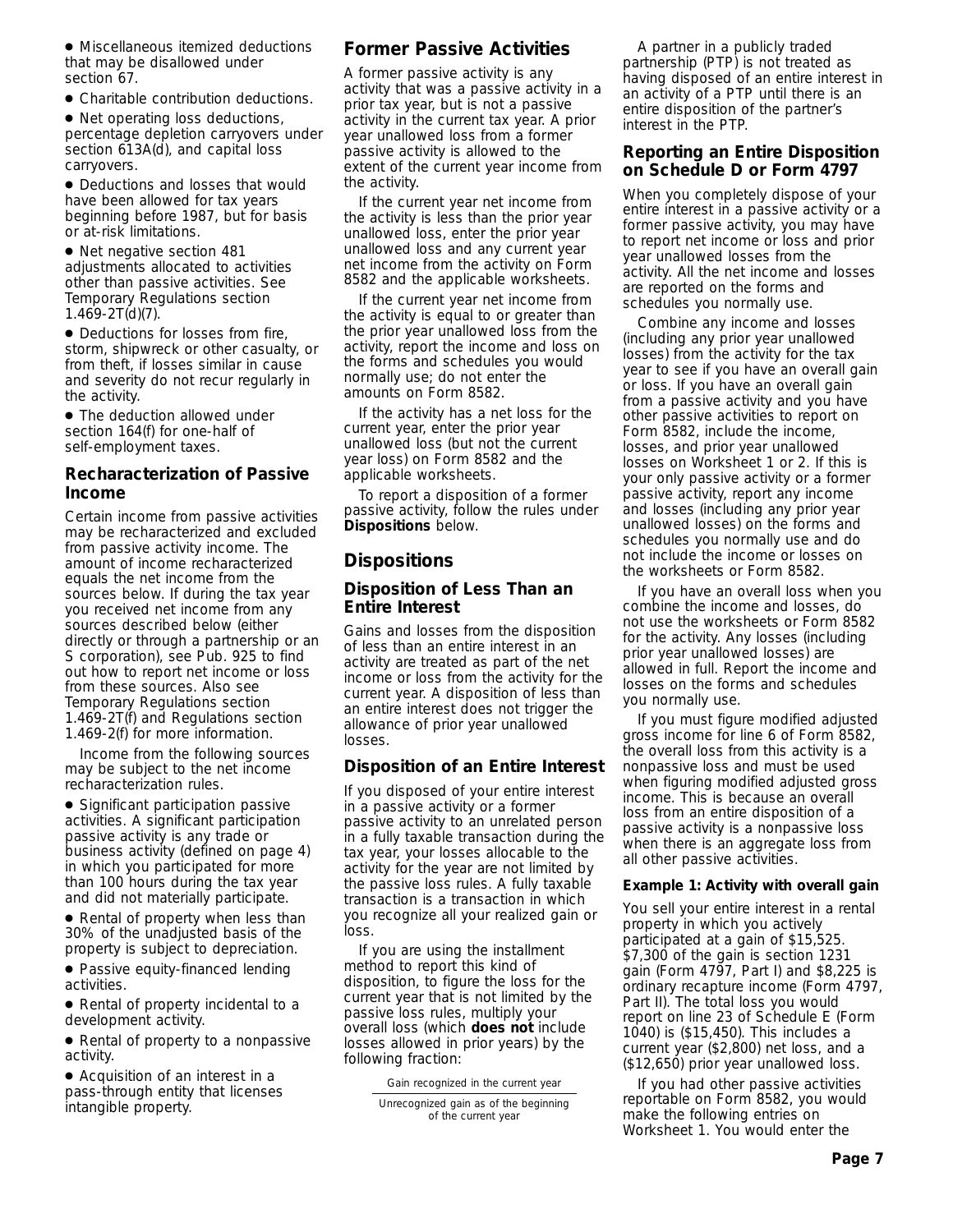- Miscellaneous itemized deductions that may be disallowed under section 67.
- Charitable contribution deductions.
- Net operating loss deductions, percentage depletion carryovers under section 613A(d), and capital loss carryovers.
- Deductions and losses that would have been allowed for tax years beginning before 1987, but for basis or at-risk limitations.
- Net negative section 481 adjustments allocated to activities other than passive activities. See Temporary Regulations section 1.469-2T(d)(7).
- Deductions for losses from fire, storm, shipwreck or other casualty, or from theft, if losses similar in cause and severity do not recur regularly in the activity.
- The deduction allowed under section 164(f) for one-half of self-employment taxes.

### Recharacterization of Passive Income

Certain income from passive activities may be recharacterized and excluded from passive activity income. The amount of income recharacterized equals the net income from the sources below. If during the tax year you received net income from any sources described below (either directly or through a partnership or an S corporation), see Pub. 925 to find out how to report net income or loss from these sources. Also see Temporary Regulations section 1.469-2T(f) and Regulations section 1.469-2(f) for more information.

Income from the following sources may be subject to the net income recharacterization rules.

- Significant participation passive activities. A significant participation passive activity is any trade or business activity (defined on page 4) in which you participated for more than 100 hours during the tax year and did not materially participate.
- Rental of property when less than 30% of the unadjusted basis of the property is subject to depreciation.
- Passive equity-financed lending activities.
- Rental of property incidental to a development activity.
- Rental of property to a nonpassive activity.
- Acquisition of an interest in a pass-through entity that licenses intangible property.

## Former Passive Activities

A former passive activity is any activity that was a passive activity in a prior tax year, but is not a passive activity in the current tax year. A prior year unallowed loss from a former passive activity is allowed to the extent of the current year income from the activity.

If the current year net income from the activity is less than the prior year unallowed loss, enter the prior year unallowed loss and any current year net income from the activity on Form 8582 and the applicable worksheets.

If the current year net income from the activity is equal to or greater than the prior year unallowed loss from the activity, report the income and loss on the forms and schedules you would normally use; do not enter the amounts on Form 8582.

If the activity has a net loss for the current year, enter the prior year unallowed loss (but not the current year loss) on Form 8582 and the applicable worksheets.

To report a disposition of a former passive activity, follow the rules under **Dispositions** below.

## Dispositions

### Disposition of Less Than an Entire Interest

Gains and losses from the disposition of less than an entire interest in an activity are treated as part of the net income or loss from the activity for the current year. A disposition of less than an entire interest does not trigger the allowance of prior year unallowed losses.

### Disposition of an Entire Interest

If you disposed of your entire interest in a passive activity or a former passive activity to an unrelated person in a fully taxable transaction during the tax year, your losses allocable to the activity for the year are not limited by the passive loss rules. A fully taxable transaction is a transaction in which you recognize all your realized gain or loss.

If you are using the installment method to report this kind of disposition, to figure the loss for the current year that is not limited by the passive loss rules, multiply your overall loss (which **does not** include losses allowed in prior years) by the following fraction:

$$\frac{\text{Gain recognized in the current year}}{\text{Unrecognized gain as of the beginning of the current year}}$$

A partner in a publicly traded partnership (PTP) is not treated as having disposed of an entire interest in an activity of a PTP until there is an entire disposition of the partner's interest in the PTP.

### Reporting an Entire Disposition on Schedule D or Form 4797

When you completely dispose of your entire interest in a passive activity or a former passive activity, you may have to report net income or loss and prior year unallowed losses from the activity. All the net income and losses are reported on the forms and schedules you normally use.

Combine any income and losses (including any prior year unallowed losses) from the activity for the tax year to see if you have an overall gain or loss. If you have an overall gain from a passive activity and you have other passive activities to report on Form 8582, include the income, losses, and prior year unallowed losses on Worksheet 1 or 2. If this is your only passive activity or a former passive activity, report any income and losses (including any prior year unallowed losses) on the forms and schedules you normally use and do not include the income or losses on the worksheets or Form 8582.

If you have an overall loss when you combine the income and losses, do not use the worksheets or Form 8582 for the activity. Any losses (including prior year unallowed losses) are allowed in full. Report the income and losses on the forms and schedules you normally use.

If you must figure modified adjusted gross income for line 6 of Form 8582, the overall loss from this activity is a nonpassive loss and must be used when figuring modified adjusted gross income. This is because an overall loss from an entire disposition of a passive activity is a nonpassive loss when there is an aggregate loss from all other passive activities.

#### Example 1: Activity with overall gain

You sell your entire interest in a rental property in which you actively participated at a gain of $15,525. $7,300 of the gain is section 1231 gain (Form 4797, Part I) and $8,225 is ordinary recapture income (Form 4797, Part II). The total loss you would report on line 23 of Schedule E (Form 1040) is ($15,450). This includes a current year ($2,800) net loss, and a ($12,650) prior year unallowed loss.

If you had other passive activities reportable on Form 8582, you would make the following entries on Worksheet 1. You would enter the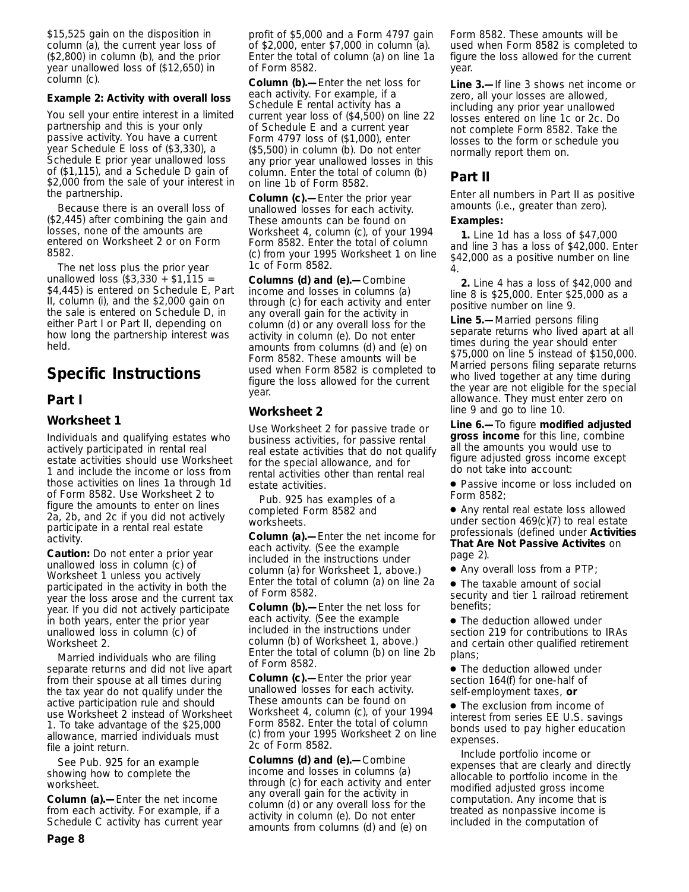$15,525 gain on the disposition in column (a), the current year loss of ($2,800) in column (b), and the prior year unallowed loss of ($12,650) in column (c).

**Example 2: Activity with overall loss**

You sell your entire interest in a limited partnership and this is your only passive activity. You have a current year Schedule E loss of ($3,330), a Schedule E prior year unallowed loss of ($1,115), and a Schedule D gain of $2,000 from the sale of your interest in the partnership.

Because there is an overall loss of ($2,445) after combining the gain and losses, none of the amounts are entered on Worksheet 2 or on Form 8582.

The net loss plus the prior year unallowed loss ($3,330 + $1,115 = $4,445) is entered on Schedule E, Part II, column (i), and the $2,000 gain on the sale is entered on Schedule D, in either Part I or Part II, depending on how long the partnership interest was held.

# Specific Instructions

## Part I

### Worksheet 1

Individuals and qualifying estates who actively participated in rental real estate activities should use Worksheet 1 and include the income or loss from those activities on lines 1a through 1d of Form 8582. Use Worksheet 2 to figure the amounts to enter on lines 2a, 2b, and 2c if you did not actively participate in a rental real estate activity.

**Caution:** Do not enter a prior year unallowed loss in column (c) of Worksheet 1 unless you actively participated in the activity in both the year the loss arose and the current tax year. If you did not actively participate in both years, enter the prior year unallowed loss in column (c) of Worksheet 2.

Married individuals who are filing separate returns and did not live apart from their spouse at all times during the tax year do not qualify under the active participation rule and should use Worksheet 2 instead of Worksheet 1. To take advantage of the $25,000 allowance, married individuals must file a joint return.

See Pub. 925 for an example showing how to complete the worksheet.

**Column (a).—** Enter the net income from each activity. For example, if a Schedule C activity has current year profit of $5,000 and a Form 4797 gain of $2,000, enter $7,000 in column (a). Enter the total of column (a) on line 1a of Form 8582.

**Column (b).—** Enter the net loss for each activity. For example, if a Schedule E rental activity has a current year loss of ($4,500) on line 22 of Schedule E and a current year Form 4797 loss of ($1,000), enter ($5,500) in column (b). Do not enter any prior year unallowed losses in this column. Enter the total of column (b) on line 1b of Form 8582.

**Column (c).—** Enter the prior year unallowed losses for each activity. These amounts can be found on Worksheet 4, column (c), of your 1994 Form 8582. Enter the total of column (c) from your 1995 Worksheet 1 on line 1c of Form 8582.

**Columns (d) and (e).—** Combine income and losses in columns (a) through (c) for each activity and enter any overall gain for the activity in column (d) or any overall loss for the activity in column (e). Do not enter amounts from columns (d) and (e) on Form 8582. These amounts will be used when Form 8582 is completed to figure the loss allowed for the current year.

### Worksheet 2

Use Worksheet 2 for passive trade or business activities, for passive rental real estate activities that do not qualify for the special allowance, and for rental activities other than rental real estate activities.

Pub. 925 has examples of a completed Form 8582 and worksheets.

**Column (a).—** Enter the net income for each activity. (See the example included in the instructions under column (a) for Worksheet 1, above.) Enter the total of column (a) on line 2a of Form 8582.

**Column (b).—** Enter the net loss for each activity. (See the example included in the instructions under column (b) of Worksheet 1, above.) Enter the total of column (b) on line 2b of Form 8582.

**Column (c).—** Enter the prior year unallowed losses for each activity. These amounts can be found on Worksheet 4, column (c), of your 1994 Form 8582. Enter the total of column (c) from your 1995 Worksheet 2 on line 2c of Form 8582.

**Columns (d) and (e).—** Combine income and losses in columns (a) through (c) for each activity and enter any overall gain for the activity in column (d) or any overall loss for the activity in column (e). Do not enter amounts from columns (d) and (e) on Form 8582. These amounts will be used when Form 8582 is completed to figure the loss allowed for the current year.

**Line 3.—** If line 3 shows net income or zero, all your losses are allowed, including any prior year unallowed losses entered on line 1c or 2c. Do not complete Form 8582. Take the losses to the form or schedule you normally report them on.

## Part II

Enter all numbers in Part II as positive amounts (i.e., greater than zero).

**Examples:**

**1.** Line 1d has a loss of $47,000 and line 3 has a loss of $42,000. Enter $42,000 as a positive number on line 4.

**2.** Line 4 has a loss of $42,000 and line 8 is $25,000. Enter $25,000 as a positive number on line 9.

**Line 5.—** Married persons filing separate returns who lived apart at all times during the year should enter $75,000 on line 5 instead of $150,000. Married persons filing separate returns who lived together at any time during the year are not eligible for the special allowance. They must enter zero on line 9 and go to line 10.

**Line 6.—** To figure **modified adjusted gross income** for this line, combine all the amounts you would use to figure adjusted gross income except do not take into account:

- Passive income or loss included on Form 8582;
- Any rental real estate loss allowed under section 469(c)(7) to real estate professionals (defined under **Activities That Are Not Passive Activites** on page 2).
- Any overall loss from a PTP;
- The taxable amount of social security and tier 1 railroad retirement benefits;
- The deduction allowed under section 219 for contributions to IRAs and certain other qualified retirement plans;
- The deduction allowed under section 164(f) for one-half of self-employment taxes, **or**
- The exclusion from income of interest from series EE U.S. savings bonds used to pay higher education expenses.

Include portfolio income or expenses that are clearly and directly allocable to portfolio income in the modified adjusted gross income computation. Any income that is treated as nonpassive income is included in the computation of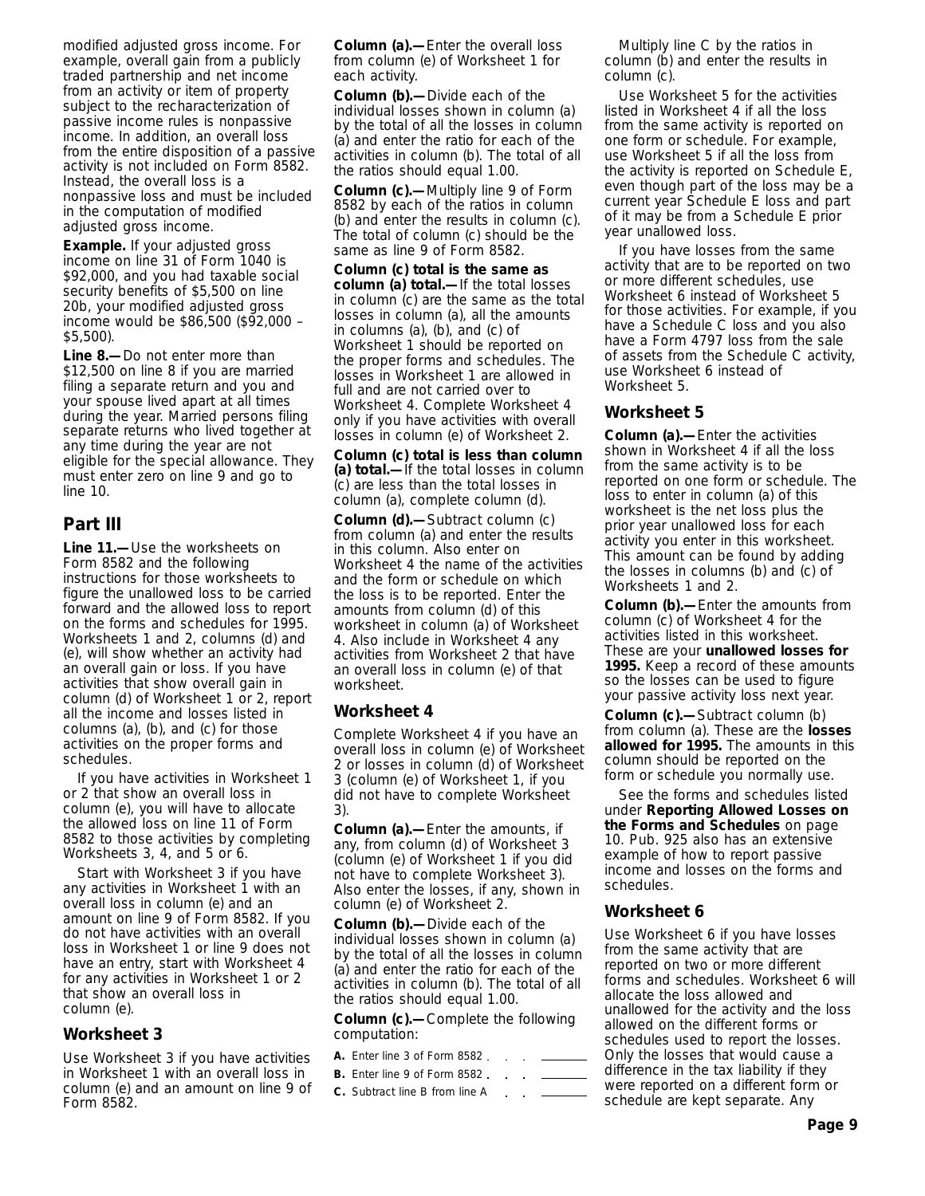modified adjusted gross income. For example, overall gain from a publicly traded partnership and net income from an activity or item of property subject to the recharacterization of passive income rules is nonpassive income. In addition, an overall loss from the entire disposition of a passive activity is not included on Form 8582. Instead, the overall loss is a nonpassive loss and must be included in the computation of modified adjusted gross income.

**Example.** If your adjusted gross income on line 31 of Form 1040 is $92,000, and you had taxable social security benefits of $5,500 on line 20b, your modified adjusted gross income would be $86,500 ($92,000 – $5,500).

**Line 8.—** Do not enter more than $12,500 on line 8 if you are married filing a separate return and you and your spouse lived apart at all times during the year. Married persons filing separate returns who lived together at any time during the year are not eligible for the special allowance. They must enter zero on line 9 and go to line 10.

## Part III

**Line 11.—** Use the worksheets on Form 8582 and the following instructions for those worksheets to figure the unallowed loss to be carried forward and the allowed loss to report on the forms and schedules for 1995. Worksheets 1 and 2, columns (d) and (e), will show whether an activity had an overall gain or loss. If you have activities that show overall gain in column (d) of Worksheet 1 or 2, report all the income and losses listed in columns (a), (b), and (c) for those activities on the proper forms and schedules.

If you have activities in Worksheet 1 or 2 that show an overall loss in column (e), you will have to allocate the allowed loss on line 11 of Form 8582 to those activities by completing Worksheets 3, 4, and 5 or 6.

Start with Worksheet 3 if you have any activities in Worksheet 1 with an overall loss in column (e) and an amount on line 9 of Form 8582. If you do not have activities with an overall loss in Worksheet 1 or line 9 does not have an entry, start with Worksheet 4 for any activities in Worksheet 1 or 2 that show an overall loss in column (e).

### Worksheet 3

Use Worksheet 3 if you have activities in Worksheet 1 with an overall loss in column (e) and an amount on line 9 of Form 8582.

**Column (a).—** Enter the overall loss from column (e) of Worksheet 1 for each activity.

**Column (b).—** Divide each of the individual losses shown in column (a) by the total of all the losses in column (a) and enter the ratio for each of the activities in column (b). The total of all the ratios should equal 1.00.

**Column (c).—** Multiply line 9 of Form 8582 by each of the ratios in column (b) and enter the results in column (c). The total of column (c) should be the same as line 9 of Form 8582.

**Column (c) total is the same as column (a) total.—** If the total losses in column (c) are the same as the total losses in column (a), all the amounts in columns (a), (b), and (c) of Worksheet 1 should be reported on the proper forms and schedules. The losses in Worksheet 1 are allowed in full and are not carried over to Worksheet 4. Complete Worksheet 4 only if you have activities with overall losses in column (e) of Worksheet 2.

**Column (c) total is less than column (a) total.—** If the total losses in column (c) are less than the total losses in column (a), complete column (d).

**Column (d).—** Subtract column (c) from column (a) and enter the results in this column. Also enter on Worksheet 4 the name of the activities and the form or schedule on which the loss is to be reported. Enter the amounts from column (d) of this worksheet in column (a) of Worksheet 4. Also include in Worksheet 4 any activities from Worksheet 2 that have an overall loss in column (e) of that worksheet.

### Worksheet 4

Complete Worksheet 4 if you have an overall loss in column (e) of Worksheet 2 or losses in column (d) of Worksheet 3 (column (e) of Worksheet 1, if you did not have to complete Worksheet 3).

**Column (a).—** Enter the amounts, if any, from column (d) of Worksheet 3 (column (e) of Worksheet 1 if you did not have to complete Worksheet 3). Also enter the losses, if any, shown in column (e) of Worksheet 2.

**Column (b).—** Divide each of the individual losses shown in column (a) by the total of all the losses in column (a) and enter the ratio for each of the activities in column (b). The total of all the ratios should equal 1.00.

**Column (c).—** Complete the following computation:

**A.** Enter line 3 of Form 8582 . . . ________

**B.** Enter line 9 of Form 8582 . . . ________

**C.** Subtract line B from line A . . . ________

Multiply line C by the ratios in column (b) and enter the results in column (c).

Use Worksheet 5 for the activities listed in Worksheet 4 if all the loss from the same activity is reported on one form or schedule. For example, use Worksheet 5 if all the loss from the activity is reported on Schedule E, even though part of the loss may be a current year Schedule E loss and part of it may be from a Schedule E prior year unallowed loss.

If you have losses from the same activity that are to be reported on two or more different schedules, use Worksheet 6 instead of Worksheet 5 for those activities. For example, if you have a Schedule C loss and you also have a Form 4797 loss from the sale of assets from the Schedule C activity, use Worksheet 6 instead of Worksheet 5.

### Worksheet 5

**Column (a).—** Enter the activities shown in Worksheet 4 if all the loss from the same activity is to be reported on one form or schedule. The loss to enter in column (a) of this worksheet is the net loss plus the prior year unallowed loss for each activity you enter in this worksheet. This amount can be found by adding the losses in columns (b) and (c) of Worksheets 1 and 2.

**Column (b).—** Enter the amounts from column (c) of Worksheet 4 for the activities listed in this worksheet. These are your **unallowed losses for 1995.** Keep a record of these amounts so the losses can be used to figure your passive activity loss next year.

**Column (c).—** Subtract column (b) from column (a). These are the **losses allowed for 1995.** The amounts in this column should be reported on the form or schedule you normally use.

See the forms and schedules listed under **Reporting Allowed Losses on the Forms and Schedules** on page 10. Pub. 925 also has an extensive example of how to report passive income and losses on the forms and schedules.

### Worksheet 6

Use Worksheet 6 if you have losses from the same activity that are reported on two or more different forms and schedules. Worksheet 6 will allocate the loss allowed and unallowed for the activity and the loss allowed on the different forms or schedules used to report the losses. Only the losses that would cause a difference in the tax liability if they were reported on a different form or schedule are kept separate. Any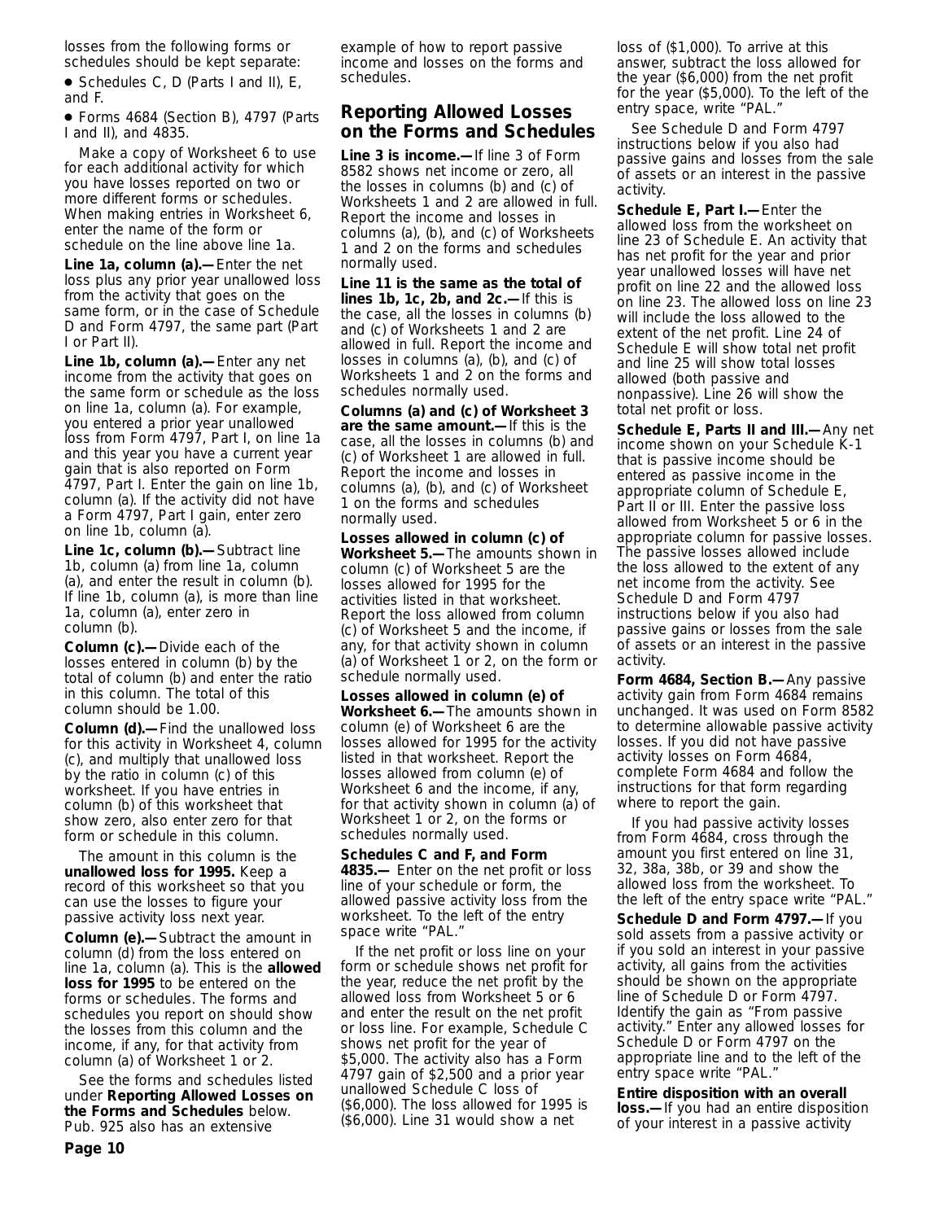losses from the following forms or schedules should be kept separate:

- Schedules C, D (Parts I and II), E, and F.
- Forms 4684 (Section B), 4797 (Parts I and II), and 4835.

Make a copy of Worksheet 6 to use for each additional activity for which you have losses reported on two or more different forms or schedules. When making entries in Worksheet 6, enter the name of the form or schedule on the line above line 1a.

**Line 1a, column (a).—** Enter the net loss plus any prior year unallowed loss from the activity that goes on the same form, or in the case of Schedule D and Form 4797, the same part (Part I or Part II).

**Line 1b, column (a).—** Enter any net income from the activity that goes on the same form or schedule as the loss on line 1a, column (a). For example, you entered a prior year unallowed loss from Form 4797, Part I, on line 1a and this year you have a current year gain that is also reported on Form 4797, Part I. Enter the gain on line 1b, column (a). If the activity did not have a Form 4797, Part I gain, enter zero on line 1b, column (a).

**Line 1c, column (b).—** Subtract line 1b, column (a) from line 1a, column (a), and enter the result in column (b). If line 1b, column (a), is more than line 1a, column (a), enter zero in column (b).

**Column (c).—** Divide each of the losses entered in column (b) by the total of column (b) and enter the ratio in this column. The total of this column should be 1.00.

**Column (d).—** Find the unallowed loss for this activity in Worksheet 4, column (c), and multiply that unallowed loss by the ratio in column (c) of this worksheet. If you have entries in column (b) of this worksheet that show zero, also enter zero for that form or schedule in this column.

The amount in this column is the **unallowed loss for 1995.** Keep a record of this worksheet so that you can use the losses to figure your passive activity loss next year.

**Column (e).—** Subtract the amount in column (d) from the loss entered on line 1a, column (a). This is the **allowed loss for 1995** to be entered on the forms or schedules. The forms and schedules you report on should show the losses from this column and the income, if any, for that activity from column (a) of Worksheet 1 or 2.

See the forms and schedules listed under **Reporting Allowed Losses on the Forms and Schedules** below. Pub. 925 also has an extensive example of how to report passive income and losses on the forms and schedules.

## Reporting Allowed Losses on the Forms and Schedules

**Line 3 is income.—** If line 3 of Form 8582 shows net income or zero, all the losses in columns (b) and (c) of Worksheets 1 and 2 are allowed in full. Report the income and losses in columns (a), (b), and (c) of Worksheets 1 and 2 on the forms and schedules normally used.

**Line 11 is the same as the total of lines 1b, 1c, 2b, and 2c.—** If this is the case, all the losses in columns (b) and (c) of Worksheets 1 and 2 are allowed in full. Report the income and losses in columns (a), (b), and (c) of Worksheets 1 and 2 on the forms and schedules normally used.

**Columns (a) and (c) of Worksheet 3 are the same amount.—** If this is the case, all the losses in columns (b) and (c) of Worksheet 1 are allowed in full. Report the income and losses in columns (a), (b), and (c) of Worksheet 1 on the forms and schedules normally used.

**Losses allowed in column (c) of Worksheet 5.—** The amounts shown in column (c) of Worksheet 5 are the losses allowed for 1995 for the activities listed in that worksheet. Report the loss allowed from column (c) of Worksheet 5 and the income, if any, for that activity shown in column (a) of Worksheet 1 or 2, on the form or schedule normally used.

**Losses allowed in column (e) of Worksheet 6.—** The amounts shown in column (e) of Worksheet 6 are the losses allowed for 1995 for the activity listed in that worksheet. Report the losses allowed from column (e) of Worksheet 6 and the income, if any, for that activity shown in column (a) of Worksheet 1 or 2, on the forms or schedules normally used.

**Schedules C and F, and Form 4835.—** Enter on the net profit or loss line of your schedule or form, the allowed passive activity loss from the worksheet. To the left of the entry space write "PAL."

If the net profit or loss line on your form or schedule shows net profit for the year, reduce the net profit by the allowed loss from Worksheet 5 or 6 and enter the result on the net profit or loss line. For example, Schedule C shows net profit for the year of \$5,000. The activity also has a Form 4797 gain of \$2,500 and a prior year unallowed Schedule C loss of (\$6,000). The loss allowed for 1995 is (\$6,000). Line 31 would show a net loss of (\$1,000). To arrive at this answer, subtract the loss allowed for the year (\$6,000) from the net profit for the year (\$5,000). To the left of the entry space, write "PAL."

See Schedule D and Form 4797 instructions below if you also had passive gains and losses from the sale of assets or an interest in the passive activity.

**Schedule E, Part I.—** Enter the allowed loss from the worksheet on line 23 of Schedule E. An activity that has net profit for the year and prior year unallowed losses will have net profit on line 22 and the allowed loss on line 23. The allowed loss on line 23 will include the loss allowed to the extent of the net profit. Line 24 of Schedule E will show total net profit and line 25 will show total losses allowed (both passive and nonpassive). Line 26 will show the total net profit or loss.

**Schedule E, Parts II and III.—** Any net income shown on your Schedule K-1 that is passive income should be entered as passive income in the appropriate column of Schedule E, Part II or III. Enter the passive loss allowed from Worksheet 5 or 6 in the appropriate column for passive losses. The passive losses allowed include the loss allowed to the extent of any net income from the activity. See Schedule D and Form 4797 instructions below if you also had passive gains or losses from the sale of assets or an interest in the passive activity.

**Form 4684, Section B.—** Any passive activity gain from Form 4684 remains unchanged. It was used on Form 8582 to determine allowable passive activity losses. If you did not have passive activity losses on Form 4684, complete Form 4684 and follow the instructions for that form regarding where to report the gain.

If you had passive activity losses from Form 4684, cross through the amount you first entered on line 31, 32, 38a, 38b, or 39 and show the allowed loss from the worksheet. To the left of the entry space write "PAL."

**Schedule D and Form 4797.—** If you sold assets from a passive activity or if you sold an interest in your passive activity, all gains from the activities should be shown on the appropriate line of Schedule D or Form 4797. Identify the gain as "From passive activity." Enter any allowed losses for Schedule D or Form 4797 on the appropriate line and to the left of the entry space write "PAL."

**Entire disposition with an overall loss.—** If you had an entire disposition of your interest in a passive activity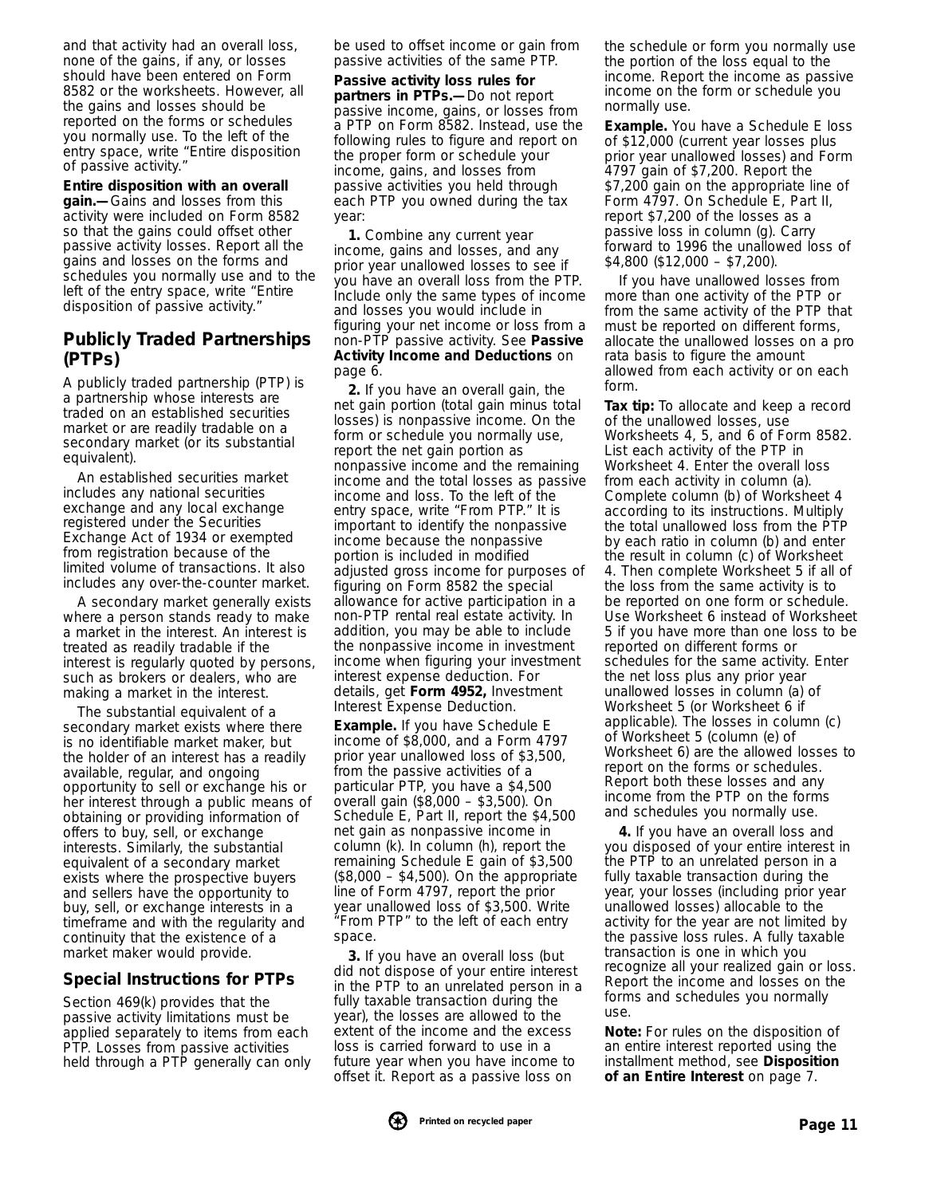and that activity had an overall loss, none of the gains, if any, or losses should have been entered on Form 8582 or the worksheets. However, all the gains and losses should be reported on the forms or schedules you normally use. To the left of the entry space, write "Entire disposition of passive activity."

**Entire disposition with an overall gain.—** Gains and losses from this activity were included on Form 8582 so that the gains could offset other passive activity losses. Report all the gains and losses on the forms and schedules you normally use and to the left of the entry space, write "Entire disposition of passive activity."

## Publicly Traded Partnerships (PTPs)

A publicly traded partnership (PTP) is a partnership whose interests are traded on an established securities market or are readily tradable on a secondary market (or its substantial equivalent).

An established securities market includes any national securities exchange and any local exchange registered under the Securities Exchange Act of 1934 or exempted from registration because of the limited volume of transactions. It also includes any over-the-counter market.

A secondary market generally exists where a person stands ready to make a market in the interest. An interest is treated as readily tradable if the interest is regularly quoted by persons, such as brokers or dealers, who are making a market in the interest.

The substantial equivalent of a secondary market exists where there is no identifiable market maker, but the holder of an interest has a readily available, regular, and ongoing opportunity to sell or exchange his or her interest through a public means of obtaining or providing information of offers to buy, sell, or exchange interests. Similarly, the substantial equivalent of a secondary market exists where the prospective buyers and sellers have the opportunity to buy, sell, or exchange interests in a timeframe and with the regularity and continuity that the existence of a market maker would provide.

### Special Instructions for PTPs

Section 469(k) provides that the passive activity limitations must be applied separately to items from each PTP. Losses from passive activities held through a PTP generally can only be used to offset income or gain from passive activities of the same PTP.

**Passive activity loss rules for partners in PTPs.—** Do not report passive income, gains, or losses from a PTP on Form 8582. Instead, use the following rules to figure and report on the proper form or schedule your income, gains, and losses from passive activities you held through each PTP you owned during the tax year:

**1.** Combine any current year income, gains and losses, and any prior year unallowed losses to see if you have an overall loss from the PTP. Include only the same types of income and losses you would include in figuring your net income or loss from a non-PTP passive activity. See **Passive Activity Income and Deductions** on page 6.

**2.** If you have an overall gain, the net gain portion (total gain minus total losses) is nonpassive income. On the form or schedule you normally use, report the net gain portion as nonpassive income and the remaining income and the total losses as passive income and loss. To the left of the entry space, write "From PTP." It is important to identify the nonpassive income because the nonpassive portion is included in modified adjusted gross income for purposes of figuring on Form 8582 the special allowance for active participation in a non-PTP rental real estate activity. In addition, you may be able to include the nonpassive income in investment income when figuring your investment interest expense deduction. For details, get **Form 4952,** Investment Interest Expense Deduction.

**Example.** If you have Schedule E income of $8,000, and a Form 4797 prior year unallowed loss of $3,500, from the passive activities of a particular PTP, you have a $4,500 overall gain ($8,000 – $3,500). On Schedule E, Part II, report the $4,500 net gain as nonpassive income in column (k). In column (h), report the remaining Schedule E gain of $3,500 ($8,000 – $4,500). On the appropriate line of Form 4797, report the prior year unallowed loss of $3,500. Write "From PTP" to the left of each entry space.

**3.** If you have an overall loss (but did not dispose of your entire interest in the PTP to an unrelated person in a fully taxable transaction during the year), the losses are allowed to the extent of the income and the excess loss is carried forward to use in a future year when you have income to offset it. Report as a passive loss on the schedule or form you normally use the portion of the loss equal to the income. Report the income as passive income on the form or schedule you normally use.

**Example.** You have a Schedule E loss of $12,000 (current year losses plus prior year unallowed losses) and Form 4797 gain of $7,200. Report the $7,200 gain on the appropriate line of Form 4797. On Schedule E, Part II, report $7,200 of the losses as a passive loss in column (g). Carry forward to 1996 the unallowed loss of $4,800 ($12,000 – $7,200).

If you have unallowed losses from more than one activity of the PTP or from the same activity of the PTP that must be reported on different forms, allocate the unallowed losses on a pro rata basis to figure the amount allowed from each activity or on each form.

**Tax tip:** To allocate and keep a record of the unallowed losses, use Worksheets 4, 5, and 6 of Form 8582. List each activity of the PTP in Worksheet 4. Enter the overall loss from each activity in column (a). Complete column (b) of Worksheet 4 according to its instructions. Multiply the total unallowed loss from the PTP by each ratio in column (b) and enter the result in column (c) of Worksheet 4. Then complete Worksheet 5 if all of the loss from the same activity is to be reported on one form or schedule. Use Worksheet 6 instead of Worksheet 5 if you have more than one loss to be reported on different forms or schedules for the same activity. Enter the net loss plus any prior year unallowed losses in column (a) of Worksheet 5 (or Worksheet 6 if applicable). The losses in column (c) of Worksheet 5 (column (e) of Worksheet 6) are the allowed losses to report on the forms or schedules. Report both these losses and any income from the PTP on the forms and schedules you normally use.

**4.** If you have an overall loss and you disposed of your entire interest in the PTP to an unrelated person in a fully taxable transaction during the year, your losses (including prior year unallowed losses) allocable to the activity for the year are not limited by the passive loss rules. A fully taxable transaction is one in which you recognize all your realized gain or loss. Report the income and losses on the forms and schedules you normally use.

**Note:** For rules on the disposition of an entire interest reported using the installment method, see **Disposition of an Entire Interest** on page 7.

Printed on recycled paper